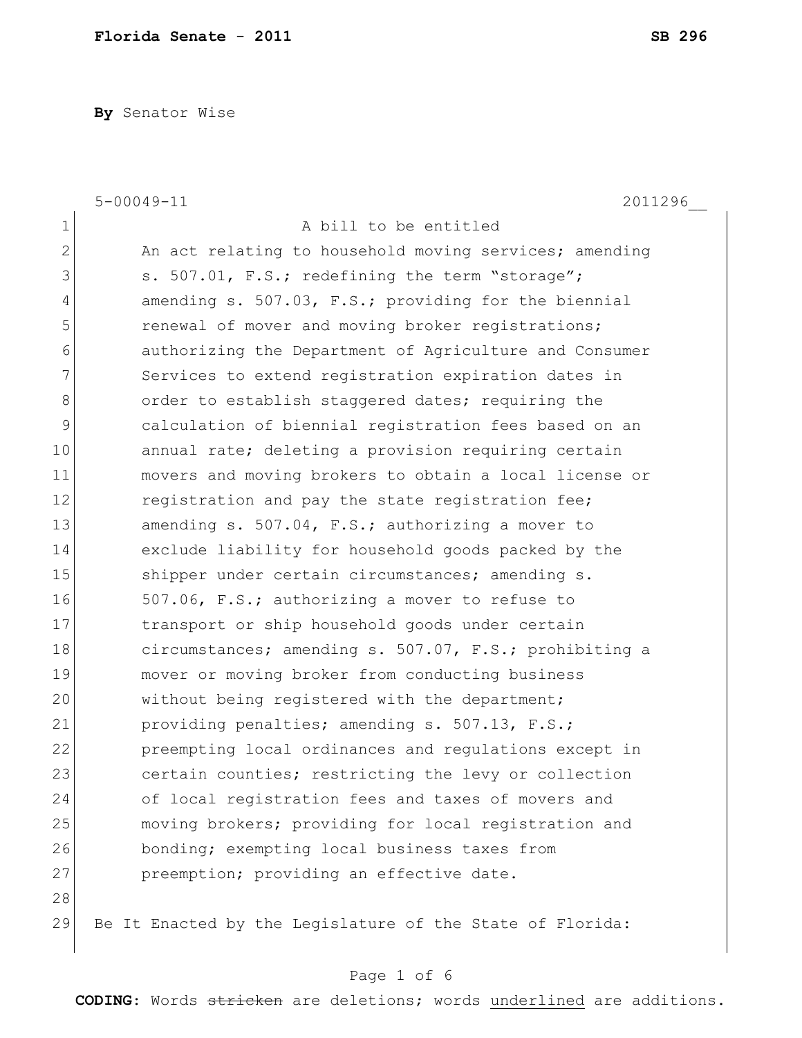**Florida Senate - 2011** **SB 296**

**By** Senator Wise

5-00049-11 2011296__

A bill to be entitled

An act relating to household moving services; amending s. 507.01, F.S.; redefining the term "storage"; amending s. 507.03, F.S.; providing for the biennial renewal of mover and moving broker registrations; authorizing the Department of Agriculture and Consumer Services to extend registration expiration dates in order to establish staggered dates; requiring the calculation of biennial registration fees based on an annual rate; deleting a provision requiring certain movers and moving brokers to obtain a local license or registration and pay the state registration fee; amending s. 507.04, F.S.; authorizing a mover to exclude liability for household goods packed by the shipper under certain circumstances; amending s. 507.06, F.S.; authorizing a mover to refuse to transport or ship household goods under certain circumstances; amending s. 507.07, F.S.; prohibiting a mover or moving broker from conducting business without being registered with the department; providing penalties; amending s. 507.13, F.S.; preempting local ordinances and regulations except in certain counties; restricting the levy or collection of local registration fees and taxes of movers and moving brokers; providing for local registration and bonding; exempting local business taxes from preemption; providing an effective date.

Be It Enacted by the Legislature of the State of Florida:

**CODING:** Words ~~stricken~~ are deletions; words underlined are additions.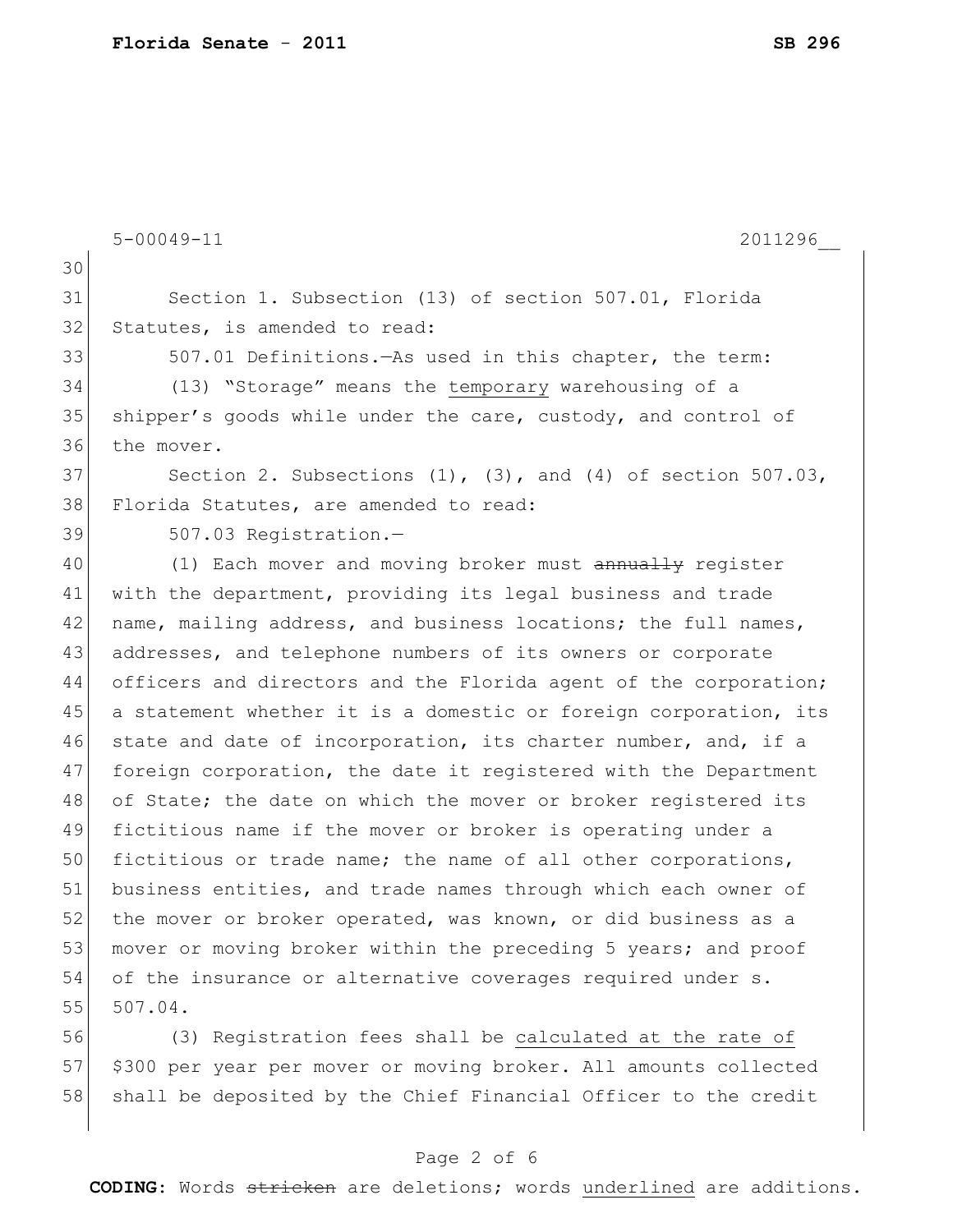Section 1. Subsection (13) of section 507.01, Florida Statutes, is amended to read:

507.01 Definitions.—As used in this chapter, the term:

(13) "Storage" means the <u>temporary</u> warehousing of a shipper's goods while under the care, custody, and control of the mover.

Section 2. Subsections (1), (3), and (4) of section 507.03, Florida Statutes, are amended to read:

507.03 Registration.—

(1) Each mover and moving broker must ~~annually~~ register with the department, providing its legal business and trade name, mailing address, and business locations; the full names, addresses, and telephone numbers of its owners or corporate officers and directors and the Florida agent of the corporation; a statement whether it is a domestic or foreign corporation, its state and date of incorporation, its charter number, and, if a foreign corporation, the date it registered with the Department of State; the date on which the mover or broker registered its fictitious name if the mover or broker is operating under a fictitious or trade name; the name of all other corporations, business entities, and trade names through which each owner of the mover or broker operated, was known, or did business as a mover or moving broker within the preceding 5 years; and proof of the insurance or alternative coverages required under s. 507.04.

(3) Registration fees shall be <u>calculated at the rate of</u> $300 per year per mover or moving broker. All amounts collected shall be deposited by the Chief Financial Officer to the credit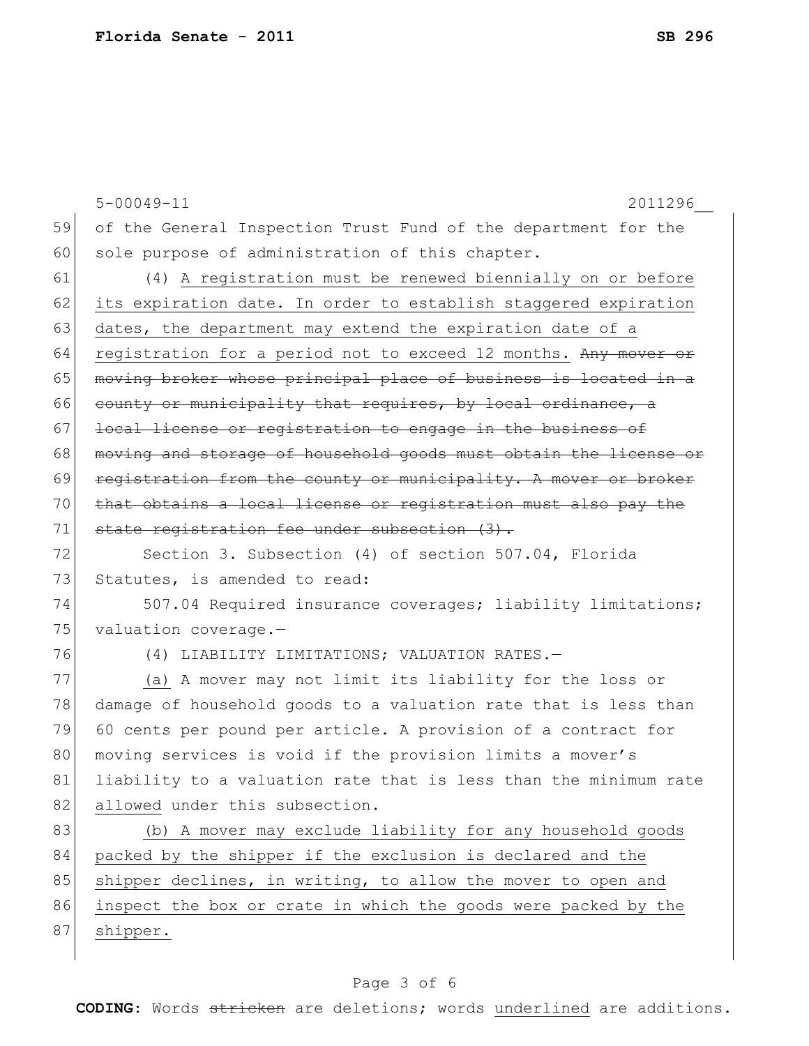of the General Inspection Trust Fund of the department for the sole purpose of administration of this chapter.

(4) <u>A registration must be renewed biennially on or before its expiration date. In order to establish staggered expiration dates, the department may extend the expiration date of a registration for a period not to exceed 12 months.</u> ~~Any mover or moving broker whose principal place of business is located in a county or municipality that requires, by local ordinance, a local license or registration to engage in the business of moving and storage of household goods must obtain the license or registration from the county or municipality. A mover or broker that obtains a local license or registration must also pay the state registration fee under subsection (3).~~

Section 3. Subsection (4) of section 507.04, Florida Statutes, is amended to read:

507.04 Required insurance coverages; liability limitations; valuation coverage.—

(4) LIABILITY LIMITATIONS; VALUATION RATES.—

<u>(a)</u> A mover may not limit its liability for the loss or damage of household goods to a valuation rate that is less than 60 cents per pound per article. A provision of a contract for moving services is void if the provision limits a mover's liability to a valuation rate that is less than the minimum rate <u>allowed</u> under this subsection.

<u>(b) A mover may exclude liability for any household goods packed by the shipper if the exclusion is declared and the shipper declines, in writing, to allow the mover to open and inspect the box or crate in which the goods were packed by the shipper.</u>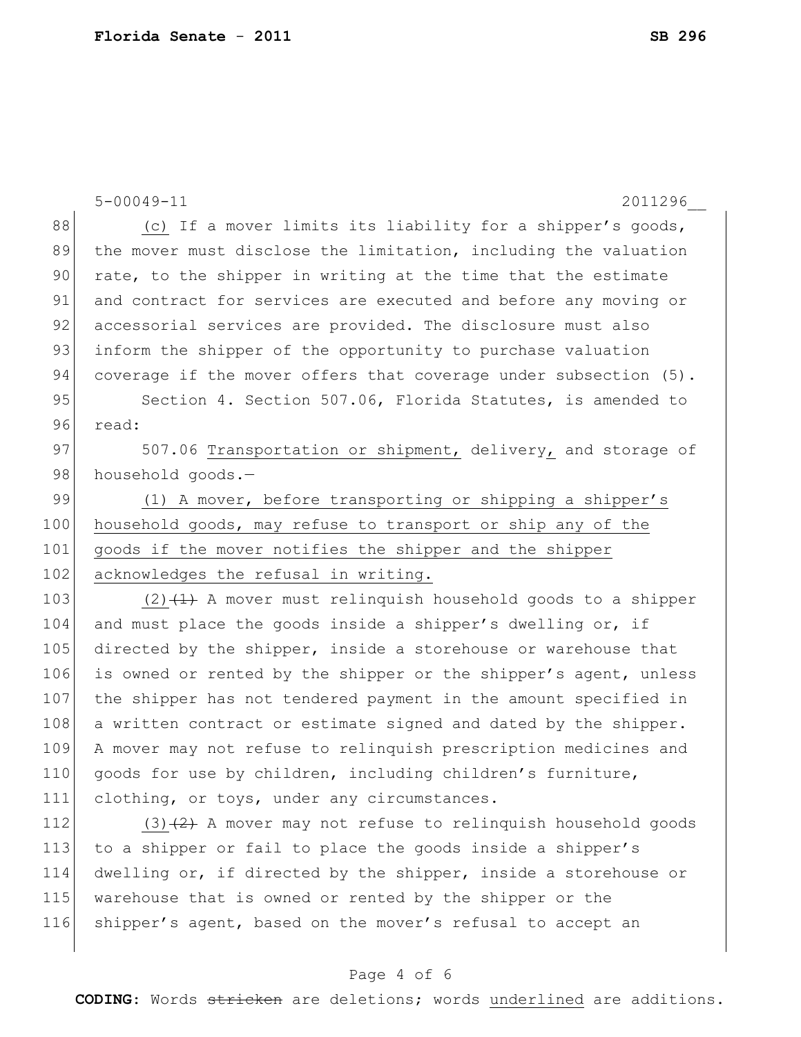(c) If a mover limits its liability for a shipper's goods, the mover must disclose the limitation, including the valuation rate, to the shipper in writing at the time that the estimate and contract for services are executed and before any moving or accessorial services are provided. The disclosure must also inform the shipper of the opportunity to purchase valuation coverage if the mover offers that coverage under subsection (5).

Section 4. Section 507.06, Florida Statutes, is amended to read:

507.06 <u>Transportation or shipment,</u> delivery<u>,</u> and storage of household goods.—

<u>(1) A mover, before transporting or shipping a shipper's household goods, may refuse to transport or ship any of the goods if the mover notifies the shipper and the shipper acknowledges the refusal in writing.</u>

<u>(2)</u>~~(1)~~ A mover must relinquish household goods to a shipper and must place the goods inside a shipper's dwelling or, if directed by the shipper, inside a storehouse or warehouse that is owned or rented by the shipper or the shipper's agent, unless the shipper has not tendered payment in the amount specified in a written contract or estimate signed and dated by the shipper. A mover may not refuse to relinquish prescription medicines and goods for use by children, including children's furniture, clothing, or toys, under any circumstances.

<u>(3)</u>~~(2)~~ A mover may not refuse to relinquish household goods to a shipper or fail to place the goods inside a shipper's dwelling or, if directed by the shipper, inside a storehouse or warehouse that is owned or rented by the shipper or the shipper's agent, based on the mover's refusal to accept an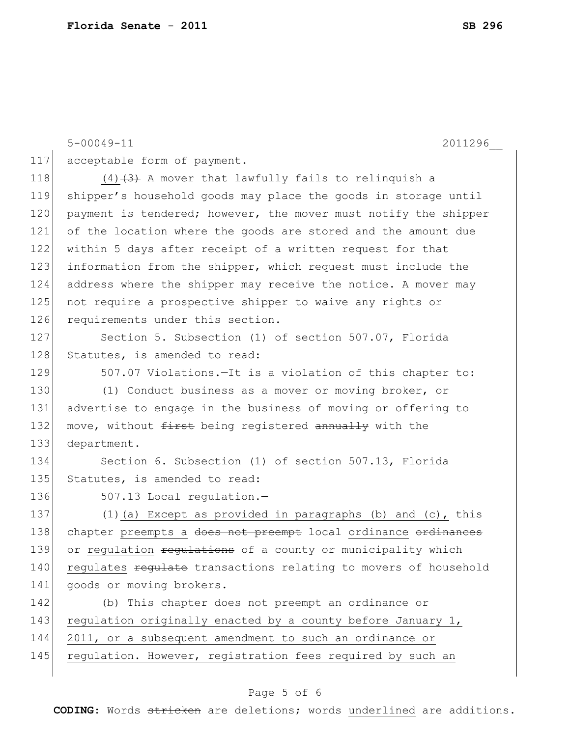acceptable form of payment.

(4) ~~(3)~~ A mover that lawfully fails to relinquish a shipper's household goods may place the goods in storage until payment is tendered; however, the mover must notify the shipper of the location where the goods are stored and the amount due within 5 days after receipt of a written request for that information from the shipper, which request must include the address where the shipper may receive the notice. A mover may not require a prospective shipper to waive any rights or requirements under this section.

Section 5. Subsection (1) of section 507.07, Florida Statutes, is amended to read:

507.07 Violations.—It is a violation of this chapter to:

(1) Conduct business as a mover or moving broker, or advertise to engage in the business of moving or offering to move, without ~~first~~ being registered ~~annually~~ with the department.

Section 6. Subsection (1) of section 507.13, Florida Statutes, is amended to read:

507.13 Local regulation.—

(1)(a) Except as provided in paragraphs (b) and (c), this chapter <u>preempts a</u> ~~does not preempt~~ local <u>ordinance</u> ~~ordinances~~ or <u>regulation</u> ~~regulations~~ of a county or municipality which <u>regulates</u> ~~regulate~~ transactions relating to movers of household goods or moving brokers.

<u>(b) This chapter does not preempt an ordinance or regulation originally enacted by a county before January 1, 2011, or a subsequent amendment to such an ordinance or regulation. However, registration fees required by such an</u>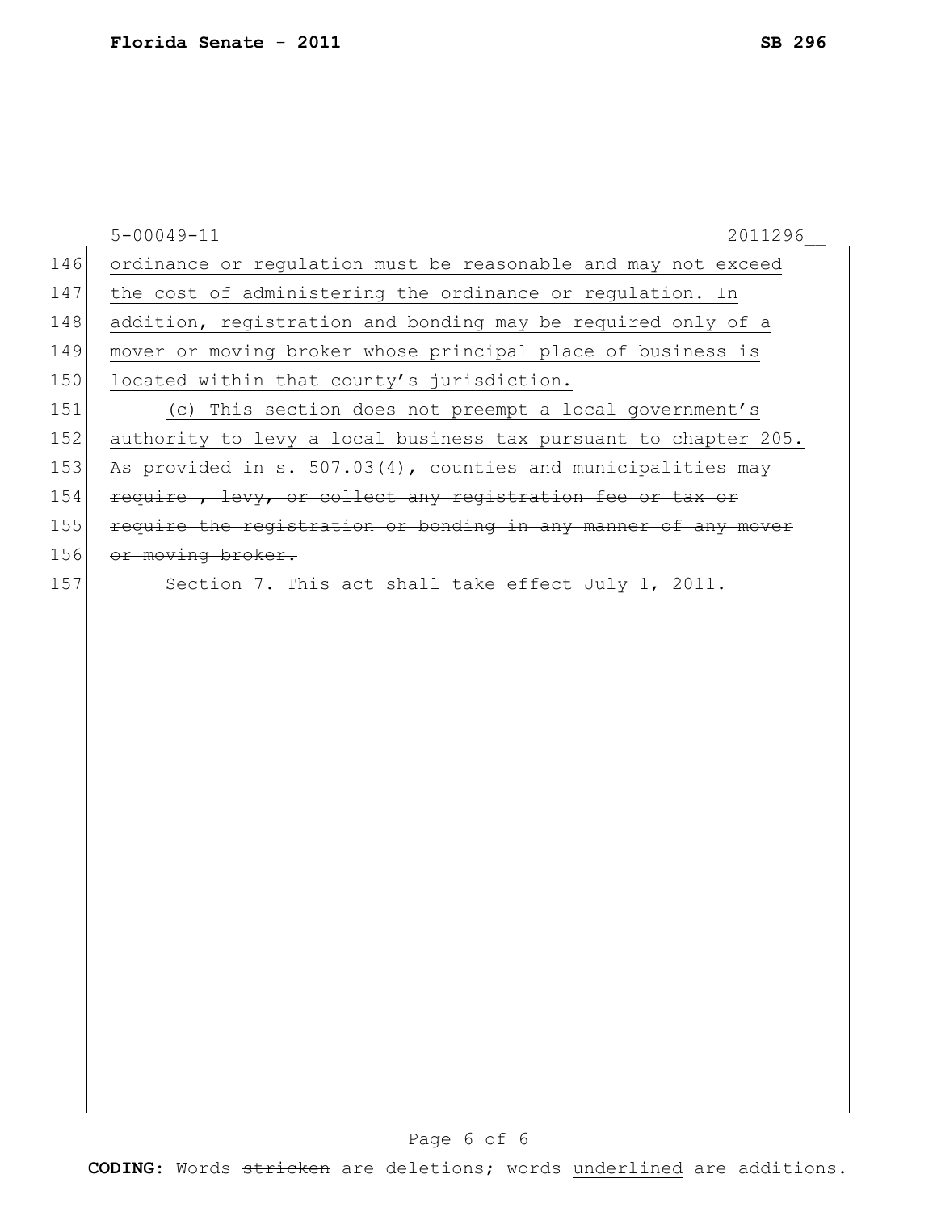ordinance or regulation must be reasonable and may not exceed the cost of administering the ordinance or regulation. In addition, registration and bonding may be required only of a mover or moving broker whose principal place of business is located within that county's jurisdiction.

(c) This section does not preempt a local government's authority to levy a local business tax pursuant to chapter 205. ~~As provided in s. 507.03(4), counties and municipalities may require , levy, or collect any registration fee or tax or require the registration or bonding in any manner of any mover or moving broker.~~

Section 7. This act shall take effect July 1, 2011.